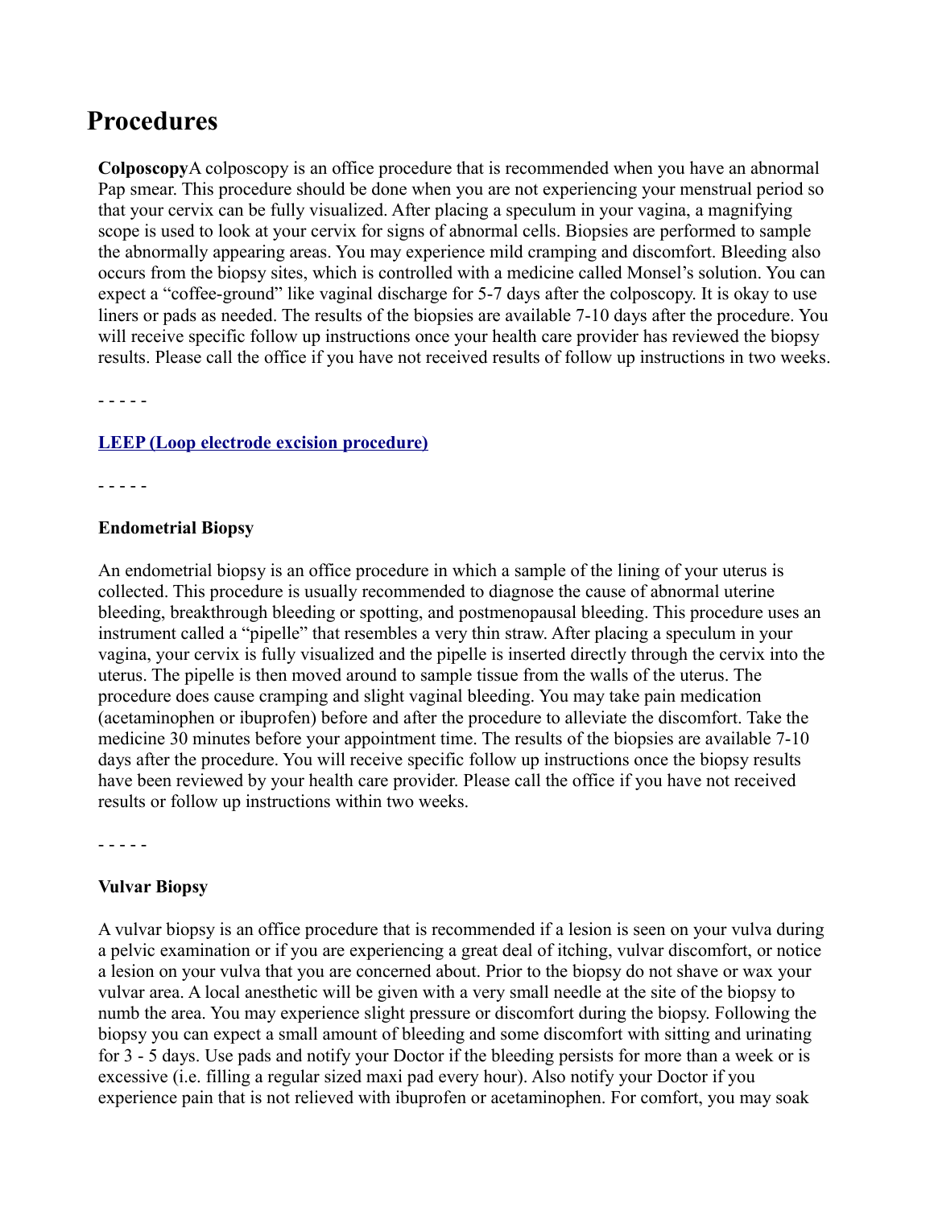# Procedures

**Colposcopy**A colposcopy is an office procedure that is recommended when you have an abnormal Pap smear. This procedure should be done when you are not experiencing your menstrual period so that your cervix can be fully visualized. After placing a speculum in your vagina, a magnifying scope is used to look at your cervix for signs of abnormal cells. Biopsies are performed to sample the abnormally appearing areas. You may experience mild cramping and discomfort. Bleeding also occurs from the biopsy sites, which is controlled with a medicine called Monsel's solution. You can expect a "coffee-ground" like vaginal discharge for 5-7 days after the colposcopy. It is okay to use liners or pads as needed. The results of the biopsies are available 7-10 days after the procedure. You will receive specific follow up instructions once your health care provider has reviewed the biopsy results. Please call the office if you have not received results of follow up instructions in two weeks.

- - - - -

**LEEP (Loop electrode excision procedure)**

- - - - -

**Endometrial Biopsy**

An endometrial biopsy is an office procedure in which a sample of the lining of your uterus is collected. This procedure is usually recommended to diagnose the cause of abnormal uterine bleeding, breakthrough bleeding or spotting, and postmenopausal bleeding. This procedure uses an instrument called a "pipelle" that resembles a very thin straw. After placing a speculum in your vagina, your cervix is fully visualized and the pipelle is inserted directly through the cervix into the uterus. The pipelle is then moved around to sample tissue from the walls of the uterus. The procedure does cause cramping and slight vaginal bleeding. You may take pain medication (acetaminophen or ibuprofen) before and after the procedure to alleviate the discomfort. Take the medicine 30 minutes before your appointment time. The results of the biopsies are available 7-10 days after the procedure. You will receive specific follow up instructions once the biopsy results have been reviewed by your health care provider. Please call the office if you have not received results or follow up instructions within two weeks.

- - - - -

**Vulvar Biopsy**

A vulvar biopsy is an office procedure that is recommended if a lesion is seen on your vulva during a pelvic examination or if you are experiencing a great deal of itching, vulvar discomfort, or notice a lesion on your vulva that you are concerned about. Prior to the biopsy do not shave or wax your vulvar area. A local anesthetic will be given with a very small needle at the site of the biopsy to numb the area. You may experience slight pressure or discomfort during the biopsy. Following the biopsy you can expect a small amount of bleeding and some discomfort with sitting and urinating for 3 - 5 days. Use pads and notify your Doctor if the bleeding persists for more than a week or is excessive (i.e. filling a regular sized maxi pad every hour). Also notify your Doctor if you experience pain that is not relieved with ibuprofen or acetaminophen. For comfort, you may soak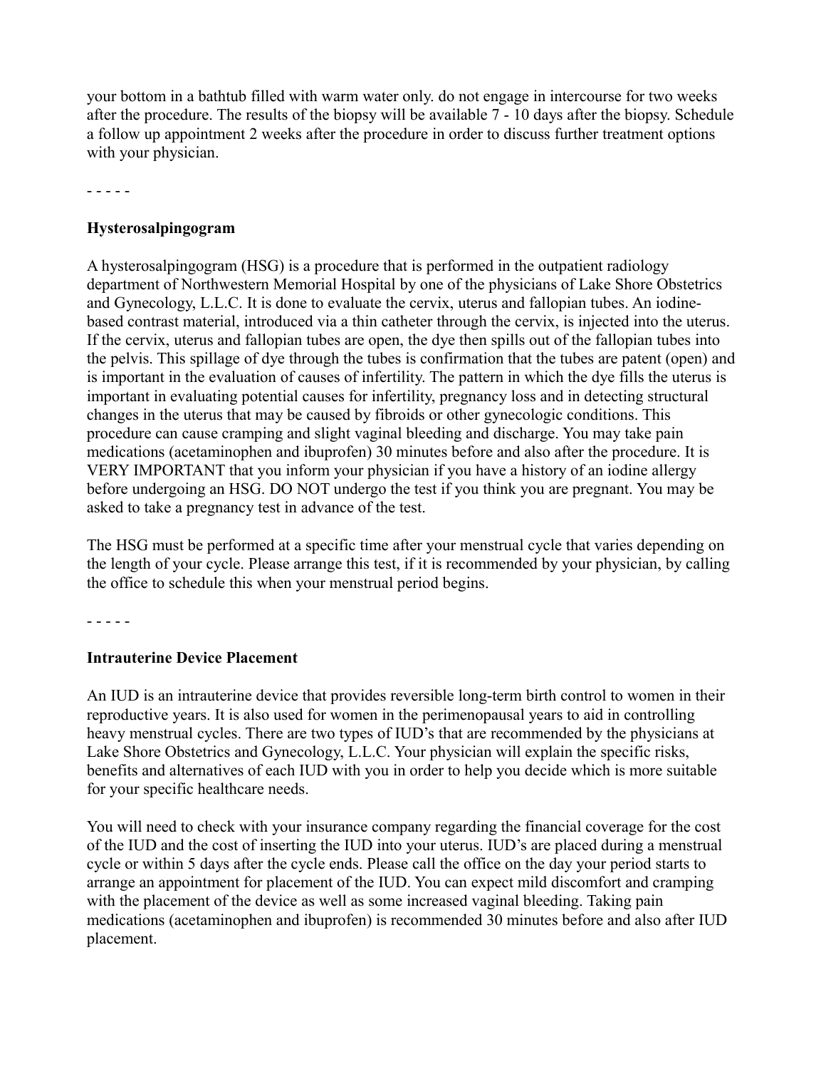your bottom in a bathtub filled with warm water only. do not engage in intercourse for two weeks after the procedure. The results of the biopsy will be available 7 - 10 days after the biopsy. Schedule a follow up appointment 2 weeks after the procedure in order to discuss further treatment options with your physician.

- - - - -

**Hysterosalpingogram**

A hysterosalpingogram (HSG) is a procedure that is performed in the outpatient radiology department of Northwestern Memorial Hospital by one of the physicians of Lake Shore Obstetrics and Gynecology, L.L.C. It is done to evaluate the cervix, uterus and fallopian tubes. An iodine-based contrast material, introduced via a thin catheter through the cervix, is injected into the uterus. If the cervix, uterus and fallopian tubes are open, the dye then spills out of the fallopian tubes into the pelvis. This spillage of dye through the tubes is confirmation that the tubes are patent (open) and is important in the evaluation of causes of infertility. The pattern in which the dye fills the uterus is important in evaluating potential causes for infertility, pregnancy loss and in detecting structural changes in the uterus that may be caused by fibroids or other gynecologic conditions. This procedure can cause cramping and slight vaginal bleeding and discharge. You may take pain medications (acetaminophen and ibuprofen) 30 minutes before and also after the procedure. It is VERY IMPORTANT that you inform your physician if you have a history of an iodine allergy before undergoing an HSG. DO NOT undergo the test if you think you are pregnant. You may be asked to take a pregnancy test in advance of the test.

The HSG must be performed at a specific time after your menstrual cycle that varies depending on the length of your cycle. Please arrange this test, if it is recommended by your physician, by calling the office to schedule this when your menstrual period begins.

- - - - -

**Intrauterine Device Placement**

An IUD is an intrauterine device that provides reversible long-term birth control to women in their reproductive years. It is also used for women in the perimenopausal years to aid in controlling heavy menstrual cycles. There are two types of IUD's that are recommended by the physicians at Lake Shore Obstetrics and Gynecology, L.L.C. Your physician will explain the specific risks, benefits and alternatives of each IUD with you in order to help you decide which is more suitable for your specific healthcare needs.

You will need to check with your insurance company regarding the financial coverage for the cost of the IUD and the cost of inserting the IUD into your uterus. IUD's are placed during a menstrual cycle or within 5 days after the cycle ends. Please call the office on the day your period starts to arrange an appointment for placement of the IUD. You can expect mild discomfort and cramping with the placement of the device as well as some increased vaginal bleeding. Taking pain medications (acetaminophen and ibuprofen) is recommended 30 minutes before and also after IUD placement.